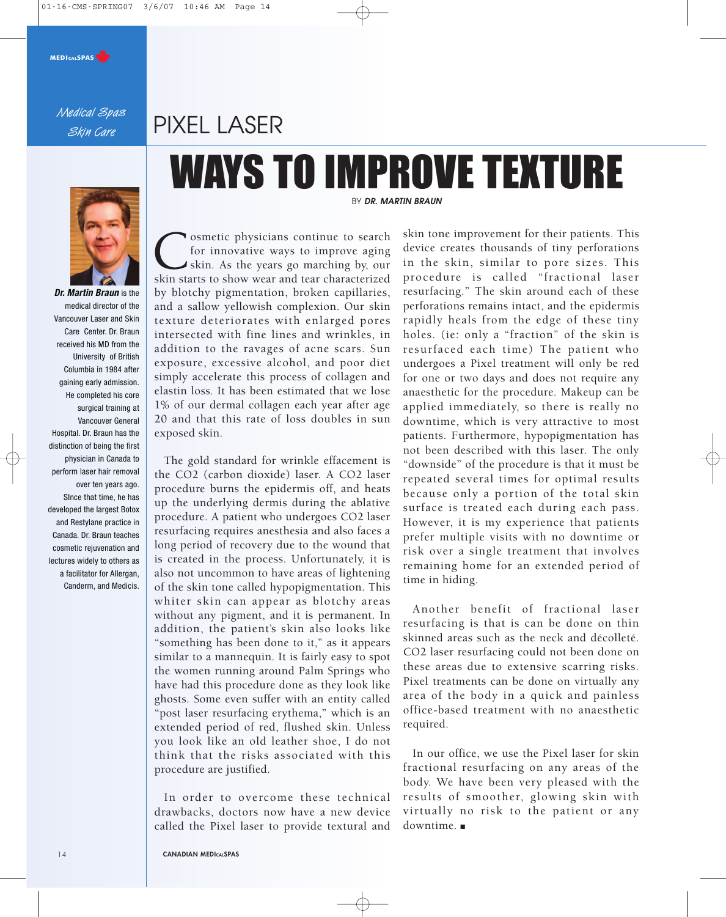# PIXEL LASER

# WAYS TO IMPROVE TEXTURE

BY ***DR. MARTIN BRAUN***

***Dr. Martin Braun*** is the medical director of the Vancouver Laser and Skin Care Center. Dr. Braun received his MD from the University of British Columbia in 1984 after gaining early admission. He completed his core surgical training at Vancouver General Hospital. Dr. Braun has the distinction of being the first physician in Canada to perform laser hair removal over ten years ago. SInce that time, he has developed the largest Botox and Restylane practice in Canada. Dr. Braun teaches cosmetic rejuvenation and lectures widely to others as a facilitator for Allergan, Canderm, and Medicis.

Cosmetic physicians continue to search for innovative ways to improve aging skin. As the years go marching by, our skin starts to show wear and tear characterized by blotchy pigmentation, broken capillaries, and a sallow yellowish complexion. Our skin texture deteriorates with enlarged pores intersected with fine lines and wrinkles, in addition to the ravages of acne scars. Sun exposure, excessive alcohol, and poor diet simply accelerate this process of collagen and elastin loss. It has been estimated that we lose 1% of our dermal collagen each year after age 20 and that this rate of loss doubles in sun exposed skin.

The gold standard for wrinkle effacement is the $CO_2$ (carbon dioxide) laser. A $CO_2$ laser procedure burns the epidermis off, and heats up the underlying dermis during the ablative procedure. A patient who undergoes $CO_2$ laser resurfacing requires anesthesia and also faces a long period of recovery due to the wound that is created in the process. Unfortunately, it is also not uncommon to have areas of lightening of the skin tone called hypopigmentation. This whiter skin can appear as blotchy areas without any pigment, and it is permanent. In addition, the patient's skin also looks like "something has been done to it," as it appears similar to a mannequin. It is fairly easy to spot the women running around Palm Springs who have had this procedure done as they look like ghosts. Some even suffer with an entity called "post laser resurfacing erythema," which is an extended period of red, flushed skin. Unless you look like an old leather shoe, I do not think that the risks associated with this procedure are justified.

In order to overcome these technical drawbacks, doctors now have a new device called the Pixel laser to provide textural and skin tone improvement for their patients. This device creates thousands of tiny perforations in the skin, similar to pore sizes. This procedure is called "fractional laser resurfacing." The skin around each of these perforations remains intact, and the epidermis rapidly heals from the edge of these tiny holes. (ie: only a "fraction" of the skin is resurfaced each time) The patient who undergoes a Pixel treatment will only be red for one or two days and does not require any anaesthetic for the procedure. Makeup can be applied immediately, so there is really no downtime, which is very attractive to most patients. Furthermore, hypopigmentation has not been described with this laser. The only "downside" of the procedure is that it must be repeated several times for optimal results because only a portion of the total skin surface is treated each during each pass. However, it is my experience that patients prefer multiple visits with no downtime or risk over a single treatment that involves remaining home for an extended period of time in hiding.

Another benefit of fractional laser resurfacing is that is can be done on thin skinned areas such as the neck and décolleté. $CO_2$ laser resurfacing could not been done on these areas due to extensive scarring risks. Pixel treatments can be done on virtually any area of the body in a quick and painless office-based treatment with no anaesthetic required.

In our office, we use the Pixel laser for skin fractional resurfacing on any areas of the body. We have been very pleased with the results of smoother, glowing skin with virtually no risk to the patient or any downtime. ■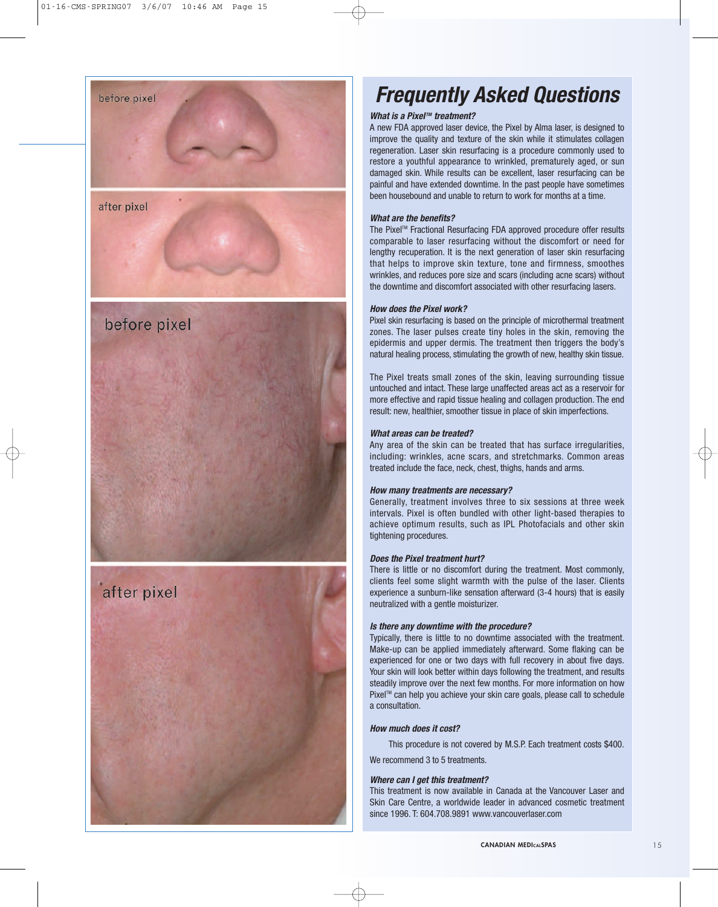# Frequently Asked Questions

***What is a Pixel™ treatment?***

A new FDA approved laser device, the Pixel by Alma laser, is designed to improve the quality and texture of the skin while it stimulates collagen regeneration. Laser skin resurfacing is a procedure commonly used to restore a youthful appearance to wrinkled, prematurely aged, or sun damaged skin. While results can be excellent, laser resurfacing can be painful and have extended downtime. In the past people have sometimes been housebound and unable to return to work for months at a time.

***What are the benefits?***

The Pixel™ Fractional Resurfacing FDA approved procedure offer results comparable to laser resurfacing without the discomfort or need for lengthy recuperation. It is the next generation of laser skin resurfacing that helps to improve skin texture, tone and firmness, smoothes wrinkles, and reduces pore size and scars (including acne scars) without the downtime and discomfort associated with other resurfacing lasers.

***How does the Pixel work?***

Pixel skin resurfacing is based on the principle of microthermal treatment zones. The laser pulses create tiny holes in the skin, removing the epidermis and upper dermis. The treatment then triggers the body's natural healing process, stimulating the growth of new, healthy skin tissue.

The Pixel treats small zones of the skin, leaving surrounding tissue untouched and intact. These large unaffected areas act as a reservoir for more effective and rapid tissue healing and collagen production. The end result: new, healthier, smoother tissue in place of skin imperfections.

***What areas can be treated?***

Any area of the skin can be treated that has surface irregularities, including: wrinkles, acne scars, and stretchmarks. Common areas treated include the face, neck, chest, thighs, hands and arms.

***How many treatments are necessary?***

Generally, treatment involves three to six sessions at three week intervals. Pixel is often bundled with other light-based therapies to achieve optimum results, such as IPL Photofacials and other skin tightening procedures.

***Does the Pixel treatment hurt?***

There is little or no discomfort during the treatment. Most commonly, clients feel some slight warmth with the pulse of the laser. Clients experience a sunburn-like sensation afterward (3-4 hours) that is easily neutralized with a gentle moisturizer.

***Is there any downtime with the procedure?***

Typically, there is little to no downtime associated with the treatment. Make-up can be applied immediately afterward. Some flaking can be experienced for one or two days with full recovery in about five days. Your skin will look better within days following the treatment, and results steadily improve over the next few months. For more information on how Pixel™ can help you achieve your skin care goals, please call to schedule a consultation.

***How much does it cost?***

This procedure is not covered by M.S.P. Each treatment costs $400.

We recommend 3 to 5 treatments.

***Where can I get this treatment?***

This treatment is now available in Canada at the Vancouver Laser and Skin Care Centre, a worldwide leader in advanced cosmetic treatment since 1996. T: 604.708.9891 www.vancouverlaser.com